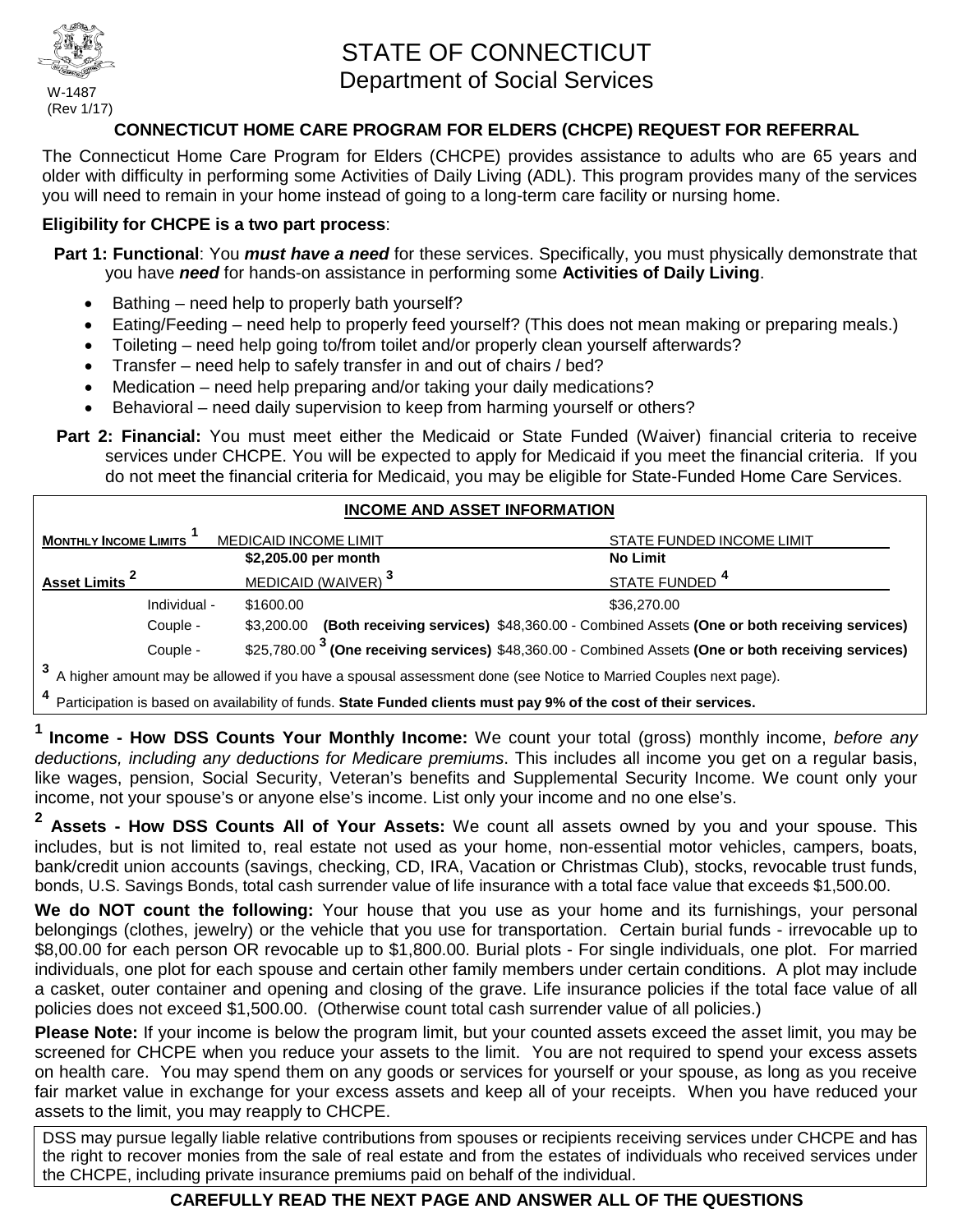W-1487
(Rev 1/17)

# STATE OF CONNECTICUT
## Department of Social Services

### CONNECTICUT HOME CARE PROGRAM FOR ELDERS (CHCPE) REQUEST FOR REFERRAL

The Connecticut Home Care Program for Elders (CHCPE) provides assistance to adults who are 65 years and older with difficulty in performing some Activities of Daily Living (ADL). This program provides many of the services you will need to remain in your home instead of going to a long-term care facility or nursing home.

**Eligibility for CHCPE is a two part process**:

**Part 1: Functional**: You ***must have a need*** for these services. Specifically, you must physically demonstrate that you have ***need*** for hands-on assistance in performing some **Activities of Daily Living**.

- Bathing – need help to properly bath yourself?
- Eating/Feeding – need help to properly feed yourself? (This does not mean making or preparing meals.)
- Toileting – need help going to/from toilet and/or properly clean yourself afterwards?
- Transfer – need help to safely transfer in and out of chairs / bed?
- Medication – need help preparing and/or taking your daily medications?
- Behavioral – need daily supervision to keep from harming yourself or others?

**Part 2: Financial:** You must meet either the Medicaid or State Funded (Waiver) financial criteria to receive services under CHCPE. You will be expected to apply for Medicaid if you meet the financial criteria. If you do not meet the financial criteria for Medicaid, you may be eligible for State-Funded Home Care Services.

**INCOME AND ASSET INFORMATION**

| MONTHLY INCOME LIMITS [1] | | MEDICAID INCOME LIMIT | STATE FUNDED INCOME LIMIT |
|---|---|---|---|
| | | **$2,205.00 per month** | **No Limit** |
| **Asset Limits [2]** | | MEDICAID (WAIVER) [3] | STATE FUNDED [4] |
| | Individual - | $1600.00 | $36,270.00 |
| | Couple - | $3,200.00 **(Both receiving services)** | $48,360.00 - Combined Assets **(One or both receiving services)** |
| | Couple - | $25,780.00 [3] **(One receiving services)** | $48,360.00 - Combined Assets **(One or both receiving services)** |

[3] A higher amount may be allowed if you have a spousal assessment done (see Notice to Married Couples next page).

[4] Participation is based on availability of funds. **State Funded clients must pay 9% of the cost of their services.**

[1] **Income - How DSS Counts Your Monthly Income:** We count your total (gross) monthly income, *before any deductions, including any deductions for Medicare premiums*. This includes all income you get on a regular basis, like wages, pension, Social Security, Veteran's benefits and Supplemental Security Income. We count only your income, not your spouse's or anyone else's income. List only your income and no one else's.

[2] **Assets - How DSS Counts All of Your Assets:** We count all assets owned by you and your spouse. This includes, but is not limited to, real estate not used as your home, non-essential motor vehicles, campers, boats, bank/credit union accounts (savings, checking, CD, IRA, Vacation or Christmas Club), stocks, revocable trust funds, bonds, U.S. Savings Bonds, total cash surrender value of life insurance with a total face value that exceeds $1,500.00.

**We do NOT count the following:** Your house that you use as your home and its furnishings, your personal belongings (clothes, jewelry) or the vehicle that you use for transportation. Certain burial funds - irrevocable up to $8,00.00 for each person OR revocable up to $1,800.00. Burial plots - For single individuals, one plot. For married individuals, one plot for each spouse and certain other family members under certain conditions. A plot may include a casket, outer container and opening and closing of the grave. Life insurance policies if the total face value of all policies does not exceed $1,500.00. (Otherwise count total cash surrender value of all policies.)

**Please Note:** If your income is below the program limit, but your counted assets exceed the asset limit, you may be screened for CHCPE when you reduce your assets to the limit. You are not required to spend your excess assets on health care. You may spend them on any goods or services for yourself or your spouse, as long as you receive fair market value in exchange for your excess assets and keep all of your receipts. When you have reduced your assets to the limit, you may reapply to CHCPE.

DSS may pursue legally liable relative contributions from spouses or recipients receiving services under CHCPE and has the right to recover monies from the sale of real estate and from the estates of individuals who received services under the CHCPE, including private insurance premiums paid on behalf of the individual.

**CAREFULLY READ THE NEXT PAGE AND ANSWER ALL OF THE QUESTIONS**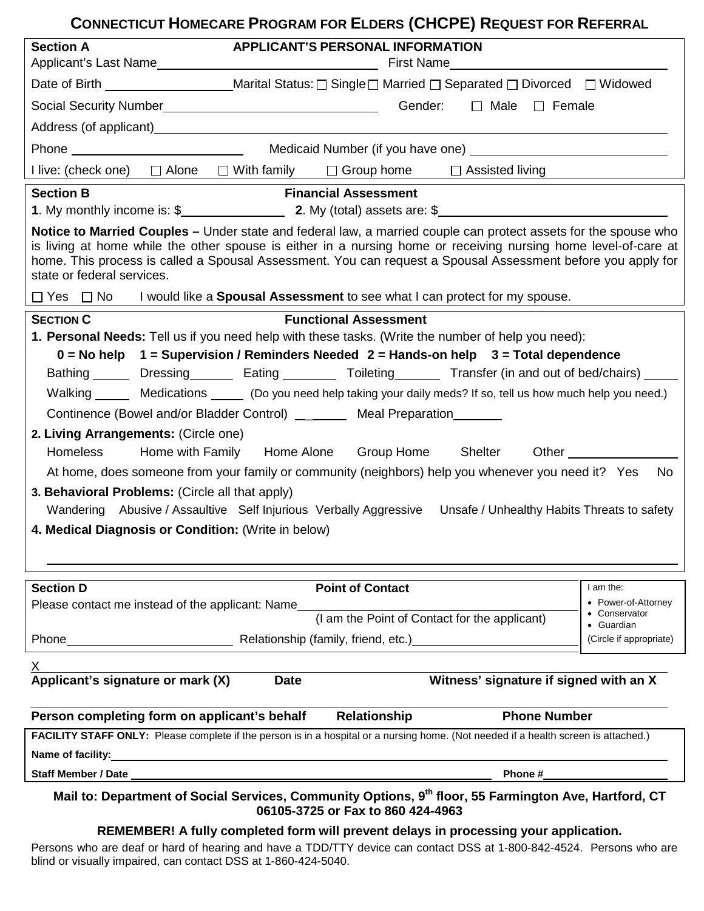# CONNECTICUT HOMECARE PROGRAM FOR ELDERS (CHCPE) REQUEST FOR REFERRAL

## Section A — APPLICANT'S PERSONAL INFORMATION

Applicant's Last Name\_\_\_\_\_\_\_\_\_\_\_\_\_\_\_\_\_\_\_\_ First Name\_\_\_\_\_\_\_\_\_\_\_\_\_\_\_\_\_\_\_\_

Date of Birth \_\_\_\_\_\_\_\_\_\_\_\_\_\_ Marital Status: ☐ Single ☐ Married ☐ Separated ☐ Divorced ☐ Widowed

Social Security Number\_\_\_\_\_\_\_\_\_\_\_\_\_\_\_\_\_\_\_\_ Gender: ☐ Male ☐ Female

Address (of applicant)\_\_\_\_\_\_\_\_\_\_\_\_\_\_\_\_\_\_\_\_\_\_\_\_\_\_\_\_\_\_\_\_\_\_\_\_\_\_\_\_

Phone \_\_\_\_\_\_\_\_\_\_\_\_\_\_\_\_\_\_\_\_ Medicaid Number (if you have one) \_\_\_\_\_\_\_\_\_\_\_\_\_\_\_\_\_\_\_\_

I live: (check one) ☐ Alone ☐ With family ☐ Group home ☐ Assisted living

## Section B — Financial Assessment

**1**. My monthly income is: $\_\_\_\_\_\_\_\_\_\_\_\_ **2**. My (total) assets are: $\_\_\_\_\_\_\_\_\_\_\_\_\_\_\_\_\_\_\_\_

**Notice to Married Couples –** Under state and federal law, a married couple can protect assets for the spouse who is living at home while the other spouse is either in a nursing home or receiving nursing home level-of-care at home. This process is called a Spousal Assessment. You can request a Spousal Assessment before you apply for state or federal services.

☐ Yes ☐ No I would like a **Spousal Assessment** to see what I can protect for my spouse.

## SECTION C — Functional Assessment

**1. Personal Needs:** Tell us if you need help with these tasks. (Write the number of help you need):

**0 = No help 1 = Supervision / Reminders Needed 2 = Hands-on help 3 = Total dependence**

Bathing \_\_\_\_\_ Dressing\_\_\_\_\_ Eating \_\_\_\_\_ Toileting\_\_\_\_\_ Transfer (in and out of bed/chairs) \_\_\_\_\_

Walking \_\_\_\_\_ Medications \_\_\_\_\_ (Do you need help taking your daily meds? If so, tell us how much help you need.)

Continence (Bowel and/or Bladder Control) \_\_\_\_\_ Meal Preparation\_\_\_\_\_

**2. Living Arrangements:** (Circle one)

Homeless Home with Family Home Alone Group Home Shelter Other \_\_\_\_\_\_\_\_\_\_

At home, does someone from your family or community (neighbors) help you whenever you need it? Yes No

**3. Behavioral Problems:** (Circle all that apply)

Wandering Abusive / Assaultive Self Injurious Verbally Aggressive Unsafe / Unhealthy Habits Threats to safety

**4. Medical Diagnosis or Condition:** (Write in below)

\_\_\_\_\_\_\_\_\_\_\_\_\_\_\_\_\_\_\_\_\_\_\_\_\_\_\_\_\_\_\_\_\_\_\_\_\_\_\_\_

## Section D — Point of Contact

Please contact me instead of the applicant: Name\_\_\_\_\_\_\_\_\_\_\_\_\_\_\_\_\_\_\_\_

(I am the Point of Contact for the applicant)

Phone\_\_\_\_\_\_\_\_\_\_\_\_\_\_\_\_ Relationship (family, friend, etc.)\_\_\_\_\_\_\_\_\_\_\_\_\_\_\_\_

I am the:
- Power-of-Attorney
- Conservator
- Guardian

(Circle if appropriate)

X\_\_\_\_\_\_\_\_\_\_\_\_\_\_\_\_\_\_\_\_\_\_\_\_\_\_\_\_\_\_\_\_\_\_\_\_\_\_\_\_

**Applicant's signature or mark (X)** **Date** **Witness' signature if signed with an X**

\_\_\_\_\_\_\_\_\_\_\_\_\_\_\_\_\_\_\_\_\_\_\_\_\_\_\_\_\_\_\_\_\_\_\_\_\_\_\_\_

**Person completing form on applicant's behalf** **Relationship** **Phone Number**

**FACILITY STAFF ONLY:** Please complete if the person is in a hospital or a nursing home. (Not needed if a health screen is attached.)

**Name of facility:**\_\_\_\_\_\_\_\_\_\_\_\_\_\_\_\_\_\_\_\_\_\_\_\_\_\_\_\_\_\_\_\_

**Staff Member / Date** \_\_\_\_\_\_\_\_\_\_\_\_\_\_\_\_\_\_\_\_ **Phone #**\_\_\_\_\_\_\_\_\_\_\_\_

**Mail to: Department of Social Services, Community Options, 9th floor, 55 Farmington Ave, Hartford, CT 06105-3725 or Fax to 860 424-4963**

**REMEMBER! A fully completed form will prevent delays in processing your application.**

Persons who are deaf or hard of hearing and have a TDD/TTY device can contact DSS at 1-800-842-4524. Persons who are blind or visually impaired, can contact DSS at 1-860-424-5040.